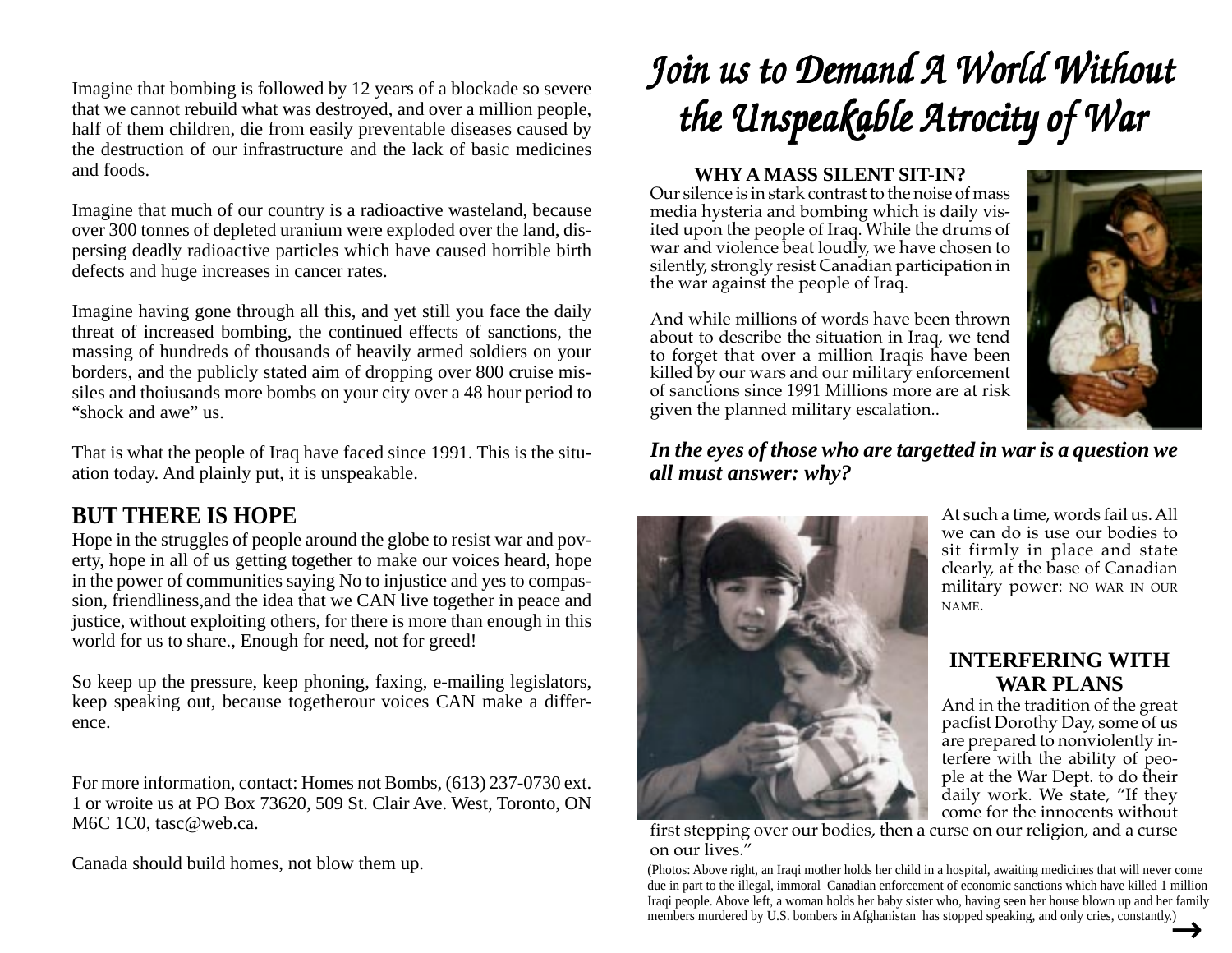Imagine that bombing is followed by 12 years of a blockade so severe that we cannot rebuild what was destroyed, and over a million people, half of them children, die from easily preventable diseases caused by the destruction of our infrastructure and the lack of basic medicines and foods.

Imagine that much of our country is a radioactive wasteland, because over 300 tonnes of depleted uranium were exploded over the land, dispersing deadly radioactive particles which have caused horrible birth defects and huge increases in cancer rates.

Imagine having gone through all this, and yet still you face the daily threat of increased bombing, the continued effects of sanctions, the massing of hundreds of thousands of heavily armed soldiers on your borders, and the publicly stated aim of dropping over 800 cruise missiles and thoiusands more bombs on your city over a 48 hour period to "shock and awe" us.

That is what the people of Iraq have faced since 1991. This is the situation today. And plainly put, it is unspeakable.

## BUT THERE IS HOPE

Hope in the struggles of people around the globe to resist war and poverty, hope in all of us getting together to make our voices heard, hope in the power of communities saying No to injustice and yes to compassion, friendliness,and the idea that we CAN live together in peace and justice, without exploiting others, for there is more than enough in this world for us to share., Enough for need, not for greed!

So keep up the pressure, keep phoning, faxing, e-mailing legislators, keep speaking out, because togetherour voices CAN make a difference.

For more information, contact: Homes not Bombs, (613) 237-0730 ext. 1 or wroite us at PO Box 73620, 509 St. Clair Ave. West, Toronto, ON M6C 1C0, tasc@web.ca.

Canada should build homes, not blow them up.

# *Join us to Demand A World Without the Unspeakable Atrocity of War*

### WHY A MASS SILENT SIT-IN?

Our silence is in stark contrast to the noise of mass media hysteria and bombing which is daily visited upon the people of Iraq. While the drums of war and violence beat loudly, we have chosen to silently, strongly resist Canadian participation in the war against the people of Iraq.

And while millions of words have been thrown about to describe the situation in Iraq, we tend to forget that over a million Iraqis have been killed by our wars and our military enforcement of sanctions since 1991 Millions more are at risk given the planned military escalation..

***In the eyes of those who are targetted in war is a question we all must answer: why?***

At such a time, words fail us. All we can do is use our bodies to sit firmly in place and state clearly, at the base of Canadian military power: NO WAR IN OUR NAME.

### INTERFERING WITH WAR PLANS

And in the tradition of the great pacfist Dorothy Day, some of us are prepared to nonviolently interfere with the ability of people at the War Dept. to do their daily work. We state, "If they come for the innocents without first stepping over our bodies, then a curse on our religion, and a curse on our lives."

(Photos: Above right, an Iraqi mother holds her child in a hospital, awaiting medicines that will never come due in part to the illegal, immoral Canadian enforcement of economic sanctions which have killed 1 million Iraqi people. Above left, a woman holds her baby sister who, having seen her house blown up and her family members murdered by U.S. bombers in Afghanistan has stopped speaking, and only cries, constantly.)

→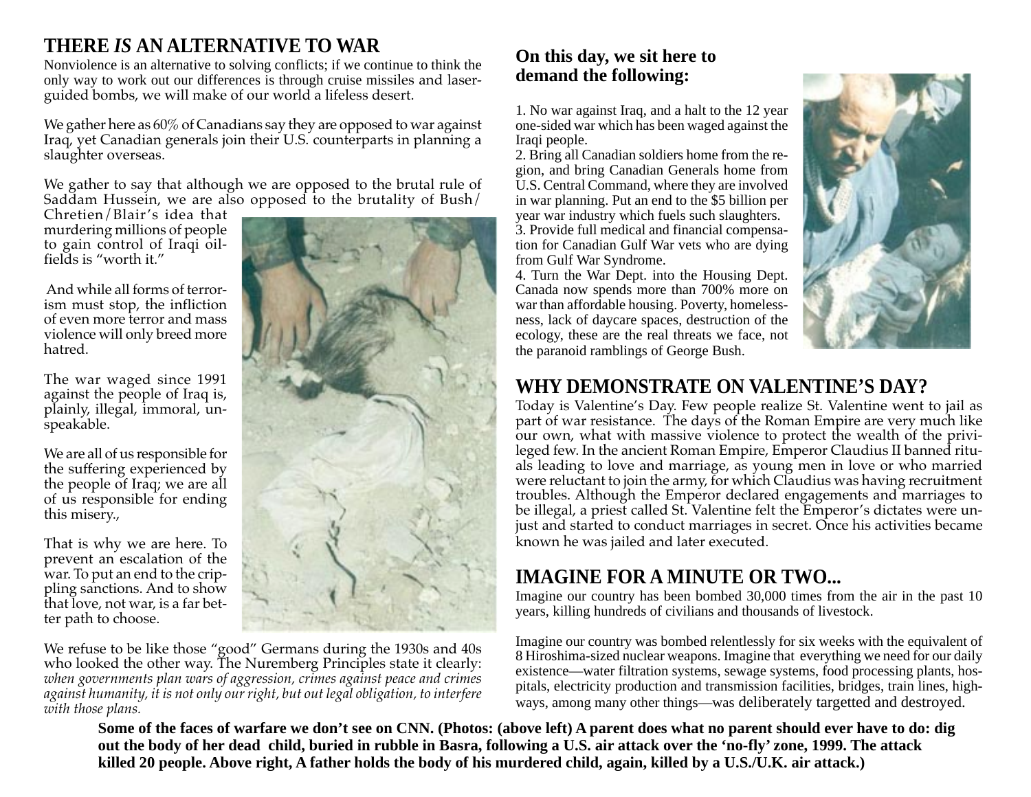## THERE *IS* AN ALTERNATIVE TO WAR

Nonviolence is an alternative to solving conflicts; if we continue to think the only way to work out our differences is through cruise missiles and laser-guided bombs, we will make of our world a lifeless desert.

We gather here as 60% of Canadians say they are opposed to war against Iraq, yet Canadian generals join their U.S. counterparts in planning a slaughter overseas.

We gather to say that although we are opposed to the brutal rule of Saddam Hussein, we are also opposed to the brutality of Bush/ Chretien/Blair's idea that murdering millions of people to gain control of Iraqi oil-fields is "worth it."

And while all forms of terrorism must stop, the infliction of even more terror and mass violence will only breed more hatred.

The war waged since 1991 against the people of Iraq is, plainly, illegal, immoral, unspeakable.

We are all of us responsible for the suffering experienced by the people of Iraq; we are all of us responsible for ending this misery.,

That is why we are here. To prevent an escalation of the war. To put an end to the crippling sanctions. And to show that love, not war, is a far better path to choose.

We refuse to be like those "good" Germans during the 1930s and 40s who looked the other way. The Nuremberg Principles state it clearly: *when governments plan wars of aggression, crimes against peace and crimes against humanity, it is not only our right, but out legal obligation, to interfere with those plans.*

### On this day, we sit here to demand the following:

1. No war against Iraq, and a halt to the 12 year one-sided war which has been waged against the Iraqi people.
2. Bring all Canadian soldiers home from the region, and bring Canadian Generals home from U.S. Central Command, where they are involved in war planning. Put an end to the $5 billion per year war industry which fuels such slaughters.
3. Provide full medical and financial compensation for Canadian Gulf War vets who are dying from Gulf War Syndrome.
4. Turn the War Dept. into the Housing Dept. Canada now spends more than 700% more on war than affordable housing. Poverty, homelessness, lack of daycare spaces, destruction of the ecology, these are the real threats we face, not the paranoid ramblings of George Bush.

## WHY DEMONSTRATE ON VALENTINE'S DAY?

Today is Valentine's Day. Few people realize St. Valentine went to jail as part of war resistance. The days of the Roman Empire are very much like our own, what with massive violence to protect the wealth of the privileged few. In the ancient Roman Empire, Emperor Claudius II banned rituals leading to love and marriage, as young men in love or who married were reluctant to join the army, for which Claudius was having recruitment troubles. Although the Emperor declared engagements and marriages to be illegal, a priest called St. Valentine felt the Emperor's dictates were unjust and started to conduct marriages in secret. Once his activities became known he was jailed and later executed.

## IMAGINE FOR A MINUTE OR TWO...

Imagine our country has been bombed 30,000 times from the air in the past 10 years, killing hundreds of civilians and thousands of livestock.

Imagine our country was bombed relentlessly for six weeks with the equivalent of 8 Hiroshima-sized nuclear weapons. Imagine that everything we need for our daily existence—water filtration systems, sewage systems, food processing plants, hospitals, electricity production and transmission facilities, bridges, train lines, highways, among many other things—was deliberately targetted and destroyed.

**Some of the faces of warfare we don't see on CNN. (Photos: (above left) A parent does what no parent should ever have to do: dig out the body of her dead child, buried in rubble in Basra, following a U.S. air attack over the 'no-fly' zone, 1999. The attack killed 20 people. Above right, A father holds the body of his murdered child, again, killed by a U.S./U.K. air attack.)**